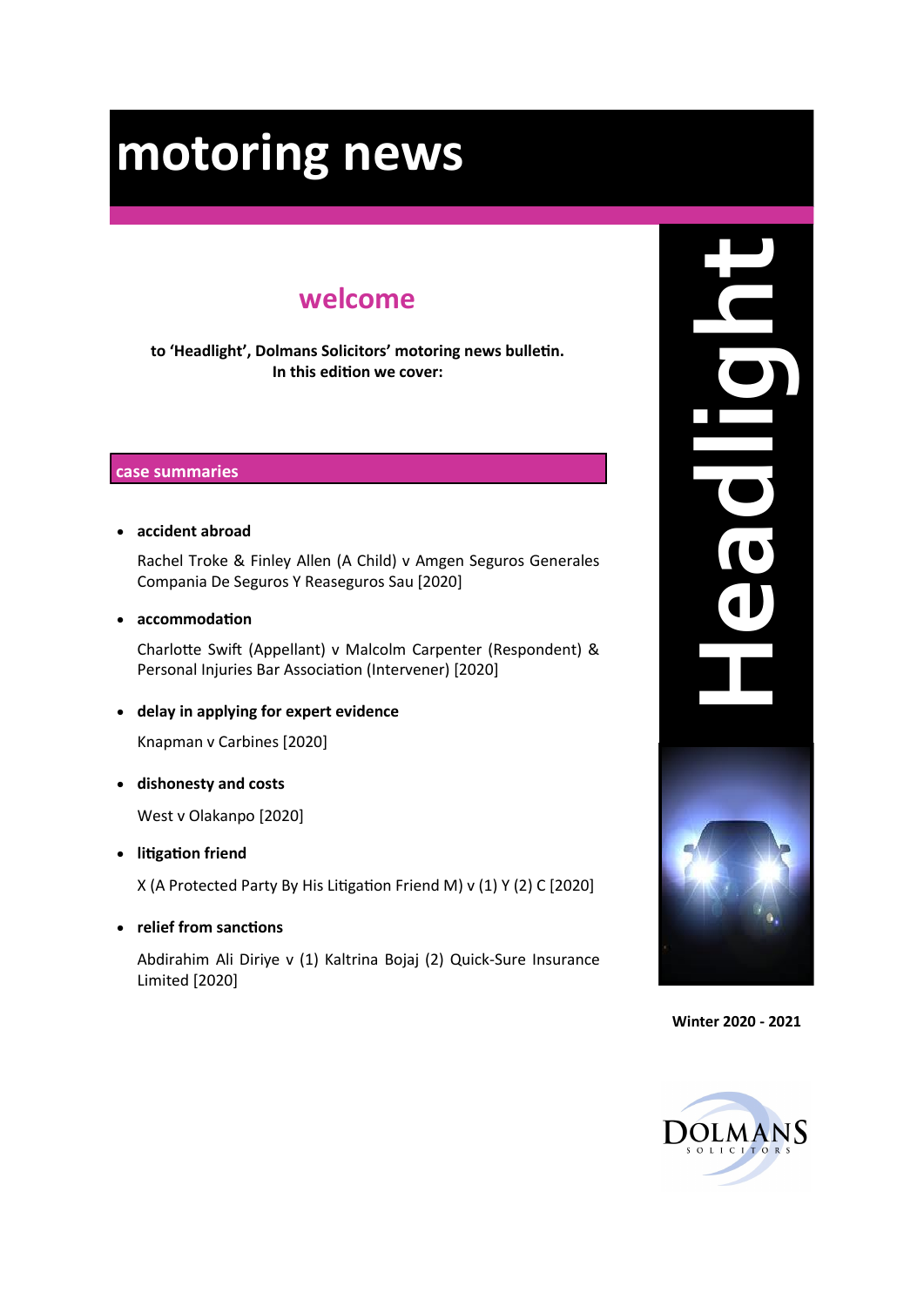# motoring news

## welcome

**to 'Headlight', Dolmans Solicitors' motoring news bulletin.**
**In this edition we cover:**

### case summaries

- **accident abroad**

  Rachel Troke & Finley Allen (A Child) v Amgen Seguros Generales Compania De Seguros Y Reaseguros Sau [2020]

- **accommodation**

  Charlotte Swift (Appellant) v Malcolm Carpenter (Respondent) & Personal Injuries Bar Association (Intervener) [2020]

- **delay in applying for expert evidence**

  Knapman v Carbines [2020]

- **dishonesty and costs**

  West v Olakanpo [2020]

- **litigation friend**

  X (A Protected Party By His Litigation Friend M) v (1) Y (2) C [2020]

- **relief from sanctions**

  Abdirahim Ali Diriye v (1) Kaltrina Bojaj (2) Quick-Sure Insurance Limited [2020]

Headlight

**Winter 2020 - 2021**

DOLMANS SOLICITORS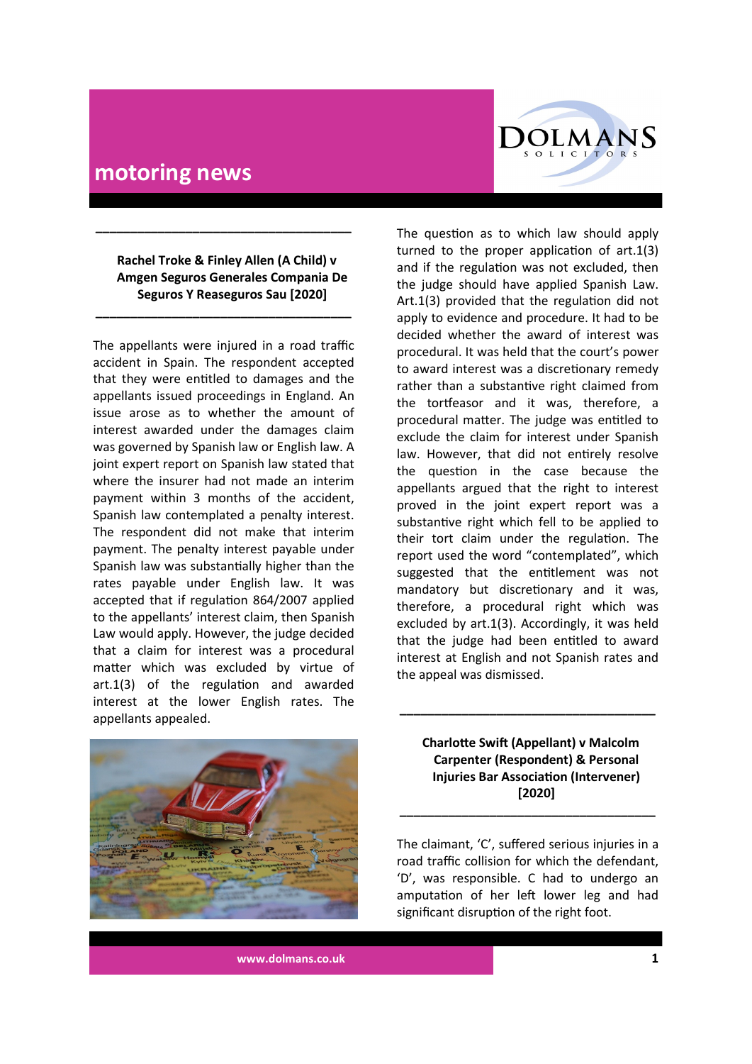# motoring news

**Rachel Troke & Finley Allen (A Child) v Amgen Seguros Generales Compania De Seguros Y Reaseguros Sau [2020]**

The appellants were injured in a road traffic accident in Spain. The respondent accepted that they were entitled to damages and the appellants issued proceedings in England. An issue arose as to whether the amount of interest awarded under the damages claim was governed by Spanish law or English law. A joint expert report on Spanish law stated that where the insurer had not made an interim payment within 3 months of the accident, Spanish law contemplated a penalty interest. The respondent did not make that interim payment. The penalty interest payable under Spanish law was substantially higher than the rates payable under English law. It was accepted that if regulation 864/2007 applied to the appellants' interest claim, then Spanish Law would apply. However, the judge decided that a claim for interest was a procedural matter which was excluded by virtue of art.1(3) of the regulation and awarded interest at the lower English rates. The appellants appealed.

The question as to which law should apply turned to the proper application of art.1(3) and if the regulation was not excluded, then the judge should have applied Spanish Law. Art.1(3) provided that the regulation did not apply to evidence and procedure. It had to be decided whether the award of interest was procedural. It was held that the court's power to award interest was a discretionary remedy rather than a substantive right claimed from the tortfeasor and it was, therefore, a procedural matter. The judge was entitled to exclude the claim for interest under Spanish law. However, that did not entirely resolve the question in the case because the appellants argued that the right to interest proved in the joint expert report was a substantive right which fell to be applied to their tort claim under the regulation. The report used the word "contemplated", which suggested that the entitlement was not mandatory but discretionary and it was, therefore, a procedural right which was excluded by art.1(3). Accordingly, it was held that the judge had been entitled to award interest at English and not Spanish rates and the appeal was dismissed.

**Charlotte Swift (Appellant) v Malcolm Carpenter (Respondent) & Personal Injuries Bar Association (Intervener) [2020]**

The claimant, 'C', suffered serious injuries in a road traffic collision for which the defendant, 'D', was responsible. C had to undergo an amputation of her left lower leg and had significant disruption of the right foot.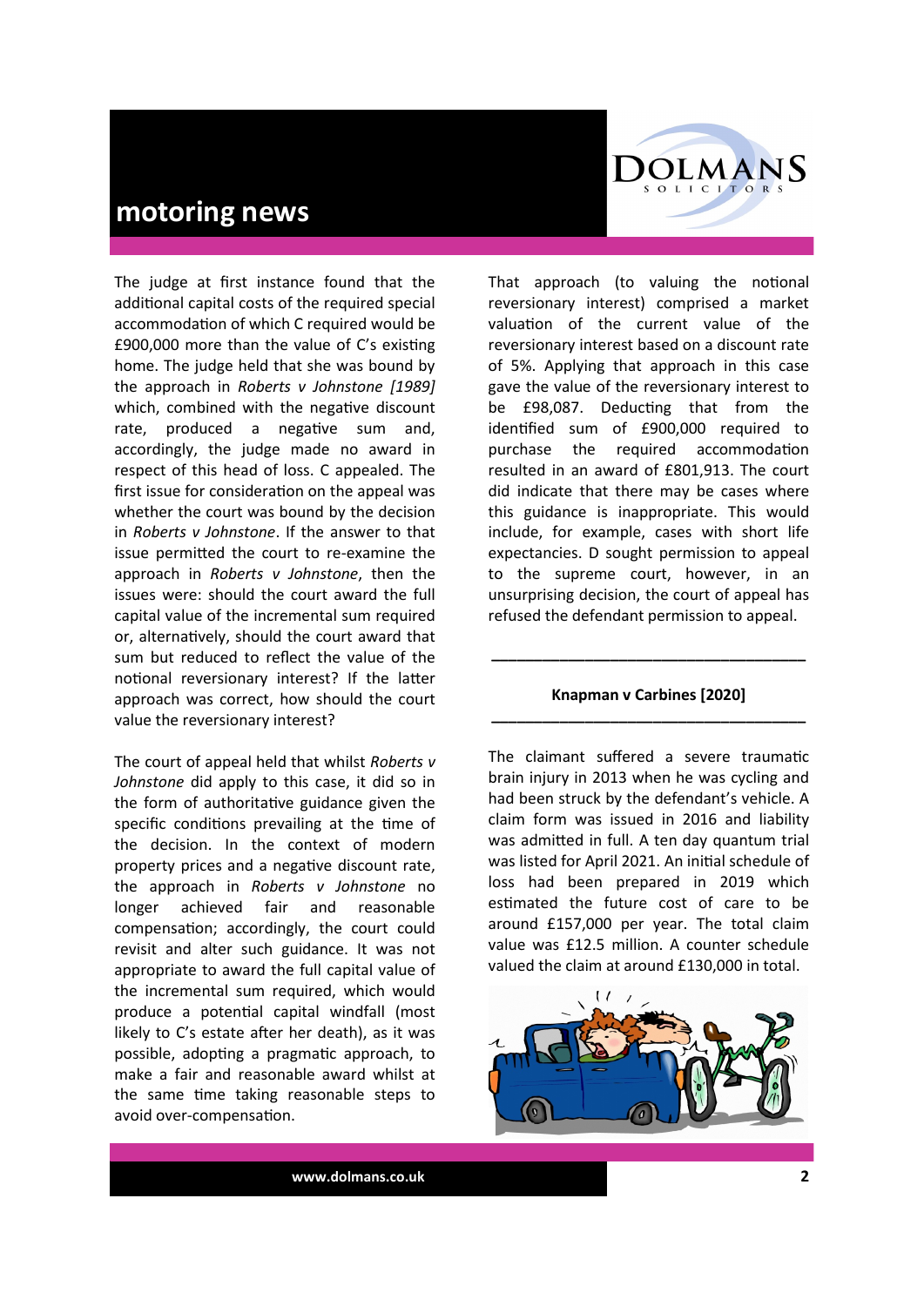The judge at first instance found that the additional capital costs of the required special accommodation of which C required would be £900,000 more than the value of C's existing home. The judge held that she was bound by the approach in *Roberts v Johnstone [1989]* which, combined with the negative discount rate, produced a negative sum and, accordingly, the judge made no award in respect of this head of loss. C appealed. The first issue for consideration on the appeal was whether the court was bound by the decision in *Roberts v Johnstone*. If the answer to that issue permitted the court to re-examine the approach in *Roberts v Johnstone*, then the issues were: should the court award the full capital value of the incremental sum required or, alternatively, should the court award that sum but reduced to reflect the value of the notional reversionary interest? If the latter approach was correct, how should the court value the reversionary interest?

The court of appeal held that whilst *Roberts v Johnstone* did apply to this case, it did so in the form of authoritative guidance given the specific conditions prevailing at the time of the decision. In the context of modern property prices and a negative discount rate, the approach in *Roberts v Johnstone* no longer achieved fair and reasonable compensation; accordingly, the court could revisit and alter such guidance. It was not appropriate to award the full capital value of the incremental sum required, which would produce a potential capital windfall (most likely to C's estate after her death), as it was possible, adopting a pragmatic approach, to make a fair and reasonable award whilst at the same time taking reasonable steps to avoid over-compensation.

That approach (to valuing the notional reversionary interest) comprised a market valuation of the current value of the reversionary interest based on a discount rate of 5%. Applying that approach in this case gave the value of the reversionary interest to be £98,087. Deducting that from the identified sum of £900,000 required to purchase the required accommodation resulted in an award of £801,913. The court did indicate that there may be cases where this guidance is inappropriate. This would include, for example, cases with short life expectancies. D sought permission to appeal to the supreme court, however, in an unsurprising decision, the court of appeal has refused the defendant permission to appeal.

---

**Knapman v Carbines [2020]**

---

The claimant suffered a severe traumatic brain injury in 2013 when he was cycling and had been struck by the defendant's vehicle. A claim form was issued in 2016 and liability was admitted in full. A ten day quantum trial was listed for April 2021. An initial schedule of loss had been prepared in 2019 which estimated the future cost of care to be around £157,000 per year. The total claim value was £12.5 million. A counter schedule valued the claim at around £130,000 in total.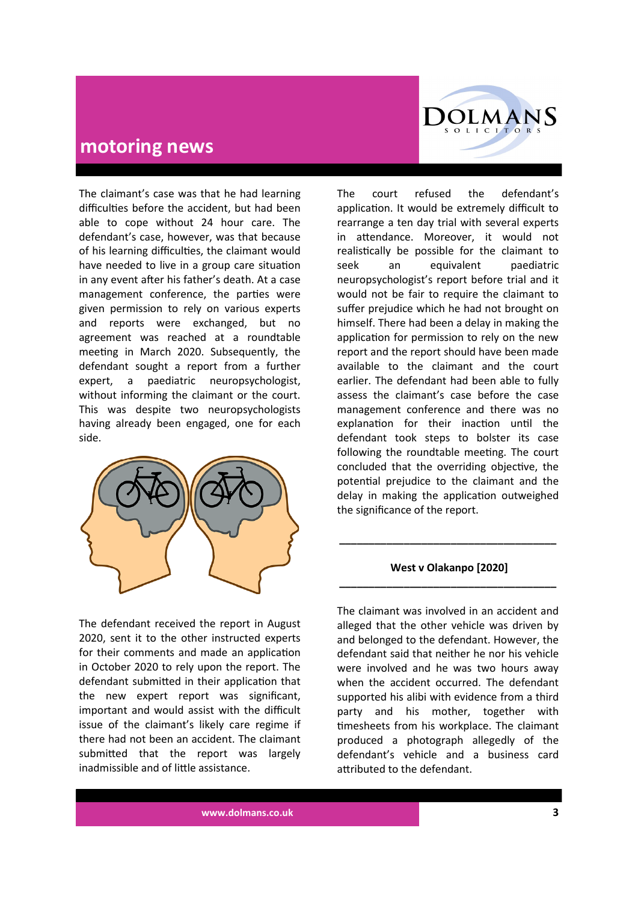The claimant's case was that he had learning difficulties before the accident, but had been able to cope without 24 hour care. The defendant's case, however, was that because of his learning difficulties, the claimant would have needed to live in a group care situation in any event after his father's death. At a case management conference, the parties were given permission to rely on various experts and reports were exchanged, but no agreement was reached at a roundtable meeting in March 2020. Subsequently, the defendant sought a report from a further expert, a paediatric neuropsychologist, without informing the claimant or the court. This was despite two neuropsychologists having already been engaged, one for each side.

The defendant received the report in August 2020, sent it to the other instructed experts for their comments and made an application in October 2020 to rely upon the report. The defendant submitted in their application that the new expert report was significant, important and would assist with the difficult issue of the claimant's likely care regime if there had not been an accident. The claimant submitted that the report was largely inadmissible and of little assistance.

The court refused the defendant's application. It would be extremely difficult to rearrange a ten day trial with several experts in attendance. Moreover, it would not realistically be possible for the claimant to seek an equivalent paediatric neuropsychologist's report before trial and it would not be fair to require the claimant to suffer prejudice which he had not brought on himself. There had been a delay in making the application for permission to rely on the new report and the report should have been made available to the claimant and the court earlier. The defendant had been able to fully assess the claimant's case before the case management conference and there was no explanation for their inaction until the defendant took steps to bolster its case following the roundtable meeting. The court concluded that the overriding objective, the potential prejudice to the claimant and the delay in making the application outweighed the significance of the report.

---

**West v Olakanpo [2020]**

---

The claimant was involved in an accident and alleged that the other vehicle was driven by and belonged to the defendant. However, the defendant said that neither he nor his vehicle were involved and he was two hours away when the accident occurred. The defendant supported his alibi with evidence from a third party and his mother, together with timesheets from his workplace. The claimant produced a photograph allegedly of the defendant's vehicle and a business card attributed to the defendant.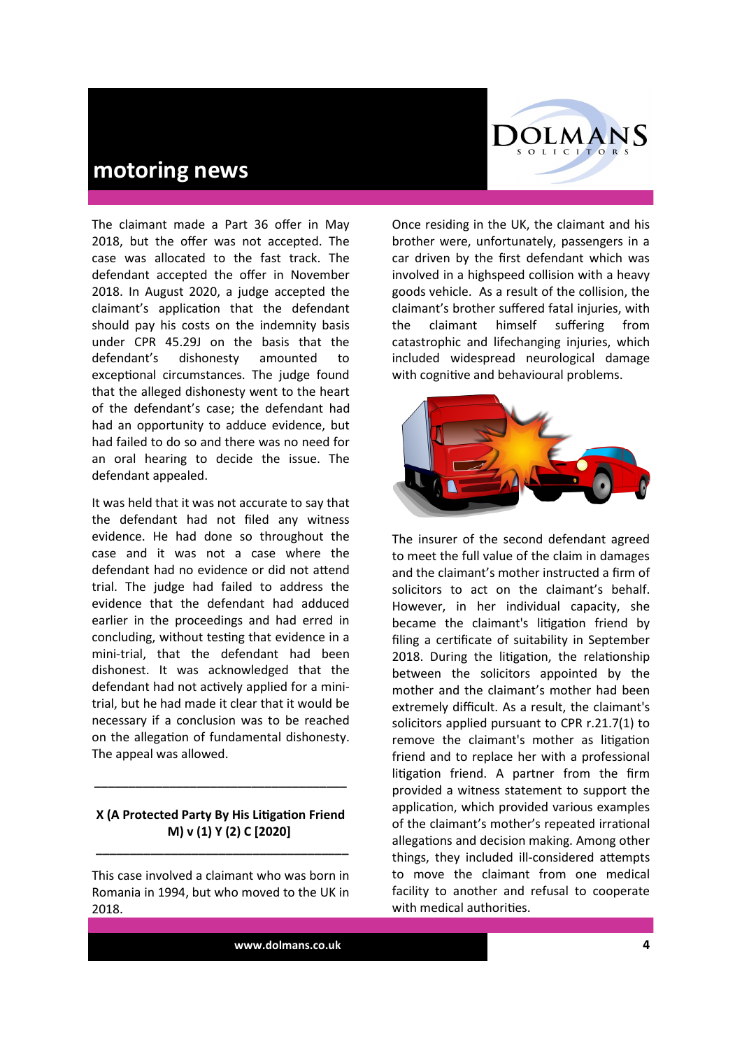The claimant made a Part 36 offer in May 2018, but the offer was not accepted. The case was allocated to the fast track. The defendant accepted the offer in November 2018. In August 2020, a judge accepted the claimant's application that the defendant should pay his costs on the indemnity basis under CPR 45.29J on the basis that the defendant's dishonesty amounted to exceptional circumstances. The judge found that the alleged dishonesty went to the heart of the defendant's case; the defendant had had an opportunity to adduce evidence, but had failed to do so and there was no need for an oral hearing to decide the issue. The defendant appealed.

It was held that it was not accurate to say that the defendant had not filed any witness evidence. He had done so throughout the case and it was not a case where the defendant had no evidence or did not attend trial. The judge had failed to address the evidence that the defendant had adduced earlier in the proceedings and had erred in concluding, without testing that evidence in a mini-trial, that the defendant had been dishonest. It was acknowledged that the defendant had not actively applied for a mini-trial, but he had made it clear that it would be necessary if a conclusion was to be reached on the allegation of fundamental dishonesty. The appeal was allowed.

---

**X (A Protected Party By His Litigation Friend M) v (1) Y (2) C [2020]**

---

This case involved a claimant who was born in Romania in 1994, but who moved to the UK in 2018.

Once residing in the UK, the claimant and his brother were, unfortunately, passengers in a car driven by the first defendant which was involved in a highspeed collision with a heavy goods vehicle. As a result of the collision, the claimant's brother suffered fatal injuries, with the claimant himself suffering from catastrophic and lifechanging injuries, which included widespread neurological damage with cognitive and behavioural problems.

The insurer of the second defendant agreed to meet the full value of the claim in damages and the claimant's mother instructed a firm of solicitors to act on the claimant's behalf. However, in her individual capacity, she became the claimant's litigation friend by filing a certificate of suitability in September 2018. During the litigation, the relationship between the solicitors appointed by the mother and the claimant's mother had been extremely difficult. As a result, the claimant's solicitors applied pursuant to CPR r.21.7(1) to remove the claimant's mother as litigation friend and to replace her with a professional litigation friend. A partner from the firm provided a witness statement to support the application, which provided various examples of the claimant's mother's repeated irrational allegations and decision making. Among other things, they included ill-considered attempts to move the claimant from one medical facility to another and refusal to cooperate with medical authorities.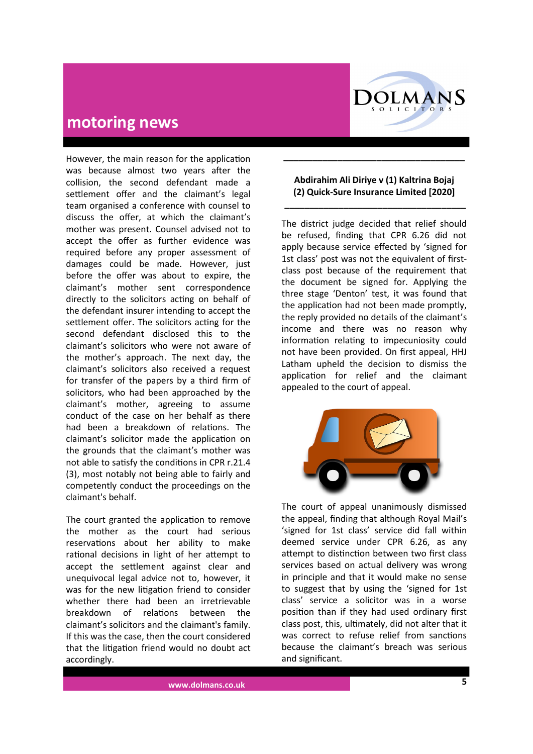However, the main reason for the application was because almost two years after the collision, the second defendant made a settlement offer and the claimant's legal team organised a conference with counsel to discuss the offer, at which the claimant's mother was present. Counsel advised not to accept the offer as further evidence was required before any proper assessment of damages could be made. However, just before the offer was about to expire, the claimant's mother sent correspondence directly to the solicitors acting on behalf of the defendant insurer intending to accept the settlement offer. The solicitors acting for the second defendant disclosed this to the claimant's solicitors who were not aware of the mother's approach. The next day, the claimant's solicitors also received a request for transfer of the papers by a third firm of solicitors, who had been approached by the claimant's mother, agreeing to assume conduct of the case on her behalf as there had been a breakdown of relations. The claimant's solicitor made the application on the grounds that the claimant's mother was not able to satisfy the conditions in CPR r.21.4 (3), most notably not being able to fairly and competently conduct the proceedings on the claimant's behalf.

The court granted the application to remove the mother as the court had serious reservations about her ability to make rational decisions in light of her attempt to accept the settlement against clear and unequivocal legal advice not to, however, it was for the new litigation friend to consider whether there had been an irretrievable breakdown of relations between the claimant's solicitors and the claimant's family. If this was the case, then the court considered that the litigation friend would no doubt act accordingly.

---

**Abdirahim Ali Diriye v (1) Kaltrina Bojaj (2) Quick-Sure Insurance Limited [2020]**

---

The district judge decided that relief should be refused, finding that CPR 6.26 did not apply because service effected by 'signed for 1st class' post was not the equivalent of first-class post because of the requirement that the document be signed for. Applying the three stage 'Denton' test, it was found that the application had not been made promptly, the reply provided no details of the claimant's income and there was no reason why information relating to impecuniosity could not have been provided. On first appeal, HHJ Latham upheld the decision to dismiss the application for relief and the claimant appealed to the court of appeal.

The court of appeal unanimously dismissed the appeal, finding that although Royal Mail's 'signed for 1st class' service did fall within deemed service under CPR 6.26, as any attempt to distinction between two first class services based on actual delivery was wrong in principle and that it would make no sense to suggest that by using the 'signed for 1st class' service a solicitor was in a worse position than if they had used ordinary first class post, this, ultimately, did not alter that it was correct to refuse relief from sanctions because the claimant's breach was serious and significant.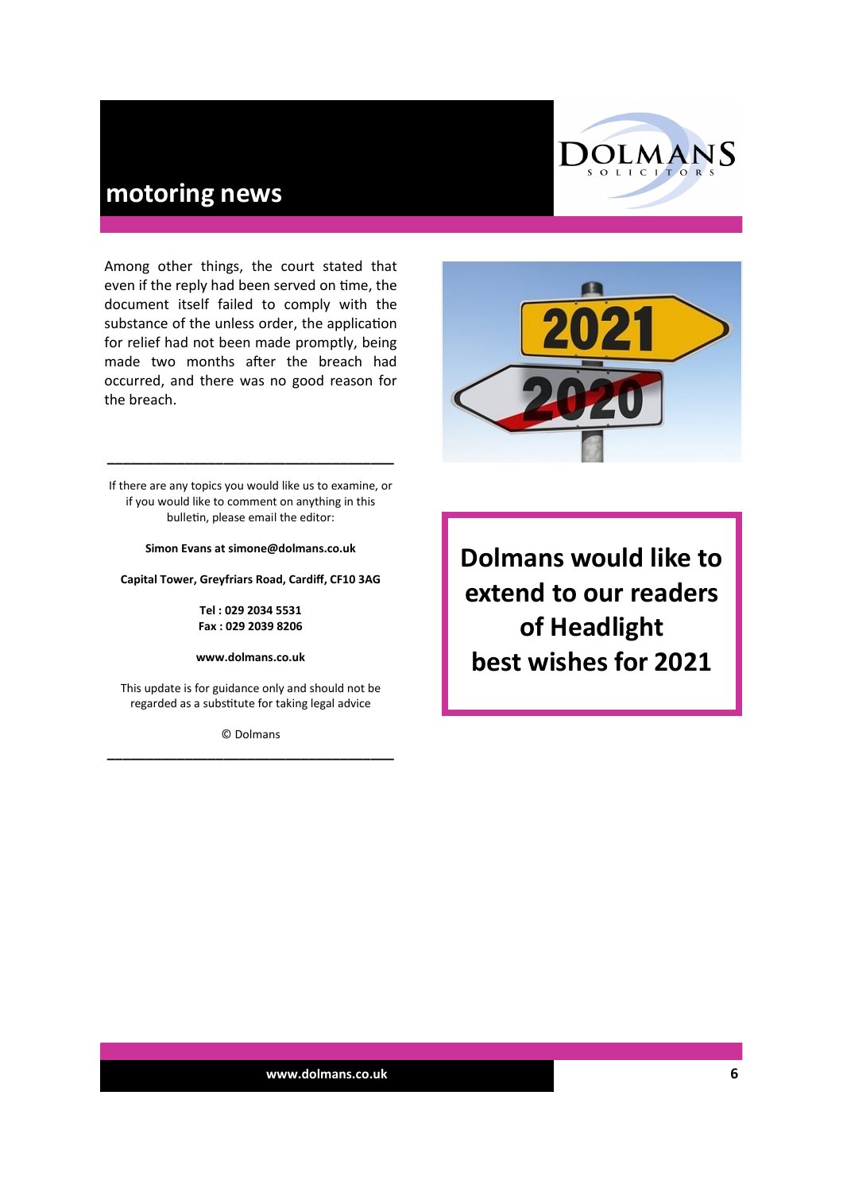Among other things, the court stated that even if the reply had been served on time, the document itself failed to comply with the substance of the unless order, the application for relief had not been made promptly, being made two months after the breach had occurred, and there was no good reason for the breach.

---

If there are any topics you would like us to examine, or if you would like to comment on anything in this bulletin, please email the editor:

**Simon Evans at simone@dolmans.co.uk**

**Capital Tower, Greyfriars Road, Cardiff, CF10 3AG**

**Tel : 029 2034 5531**
**Fax : 029 2039 8206**

**www.dolmans.co.uk**

This update is for guidance only and should not be regarded as a substitute for taking legal advice

© Dolmans

---

**Dolmans would like to extend to our readers of Headlight best wishes for 2021**